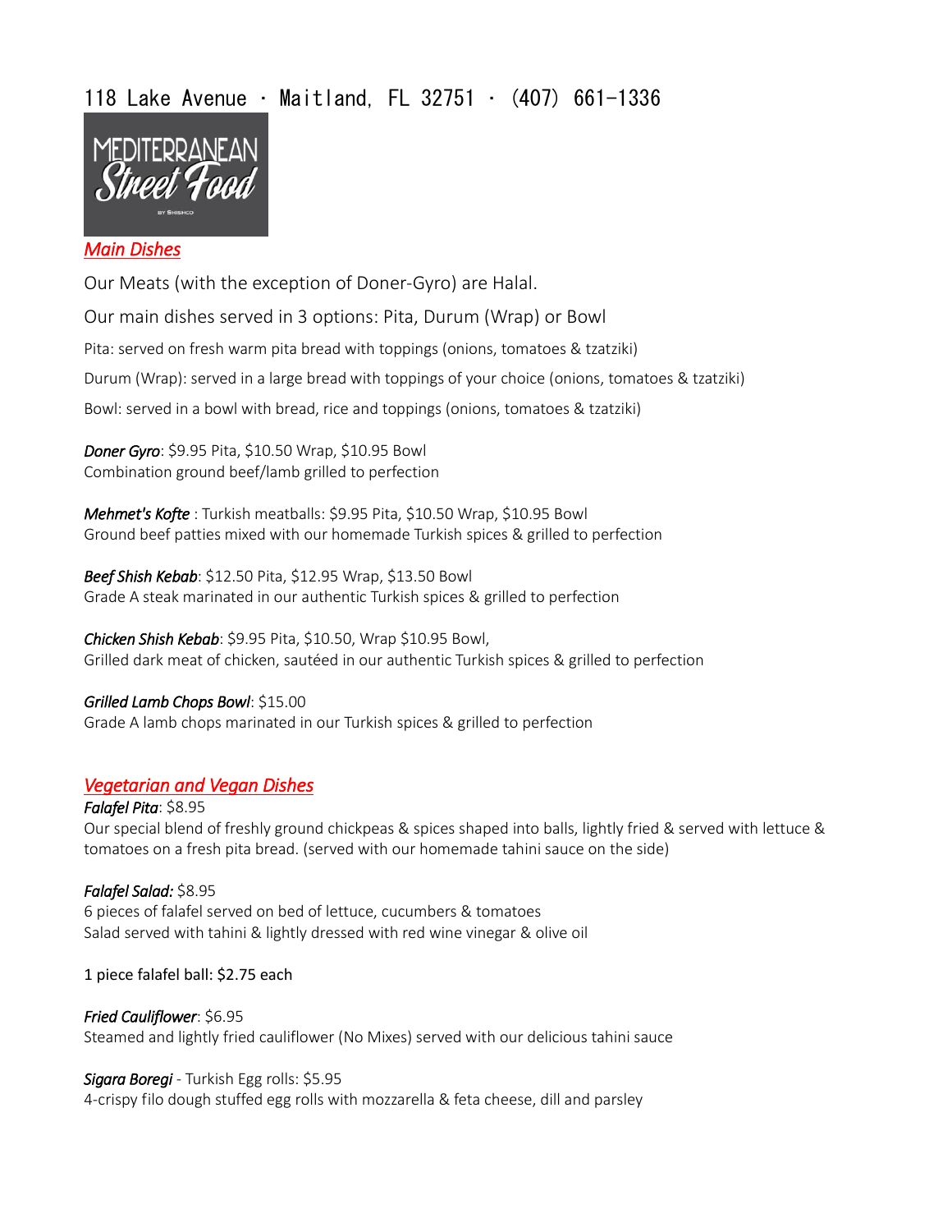118 Lake Avenue · Maitland, FL 32751 · (407) 661-1336

MEDITERRANEAN Street Food BY SHISHCO

## *Main Dishes*

Our Meats (with the exception of Doner-Gyro) are Halal.

Our main dishes served in 3 options: Pita, Durum (Wrap) or Bowl

Pita: served on fresh warm pita bread with toppings (onions, tomatoes & tzatziki)

Durum (Wrap): served in a large bread with toppings of your choice (onions, tomatoes & tzatziki)

Bowl: served in a bowl with bread, rice and toppings (onions, tomatoes & tzatziki)

***Doner Gyro***: $9.95 Pita, $10.50 Wrap, $10.95 Bowl
Combination ground beef/lamb grilled to perfection

***Mehmet's Kofte*** : Turkish meatballs: $9.95 Pita, $10.50 Wrap, $10.95 Bowl
Ground beef patties mixed with our homemade Turkish spices & grilled to perfection

***Beef Shish Kebab***: $12.50 Pita, $12.95 Wrap, $13.50 Bowl
Grade A steak marinated in our authentic Turkish spices & grilled to perfection

***Chicken Shish Kebab***: $9.95 Pita, $10.50, Wrap $10.95 Bowl,
Grilled dark meat of chicken, sautéed in our authentic Turkish spices & grilled to perfection

*Grilled Lamb Chops Bowl*: $15.00
Grade A lamb chops marinated in our Turkish spices & grilled to perfection

## *Vegetarian and Vegan Dishes*

***Falafel Pita***: $8.95
Our special blend of freshly ground chickpeas & spices shaped into balls, lightly fried & served with lettuce & tomatoes on a fresh pita bread. (served with our homemade tahini sauce on the side)

***Falafel Salad:*** $8.95
6 pieces of falafel served on bed of lettuce, cucumbers & tomatoes
Salad served with tahini & lightly dressed with red wine vinegar & olive oil

1 piece falafel ball: $2.75 each

***Fried Cauliflower***: $6.95
Steamed and lightly fried cauliflower (No Mixes) served with our delicious tahini sauce

***Sigara Boregi*** - Turkish Egg rolls: $5.95
4-crispy filo dough stuffed egg rolls with mozzarella & feta cheese, dill and parsley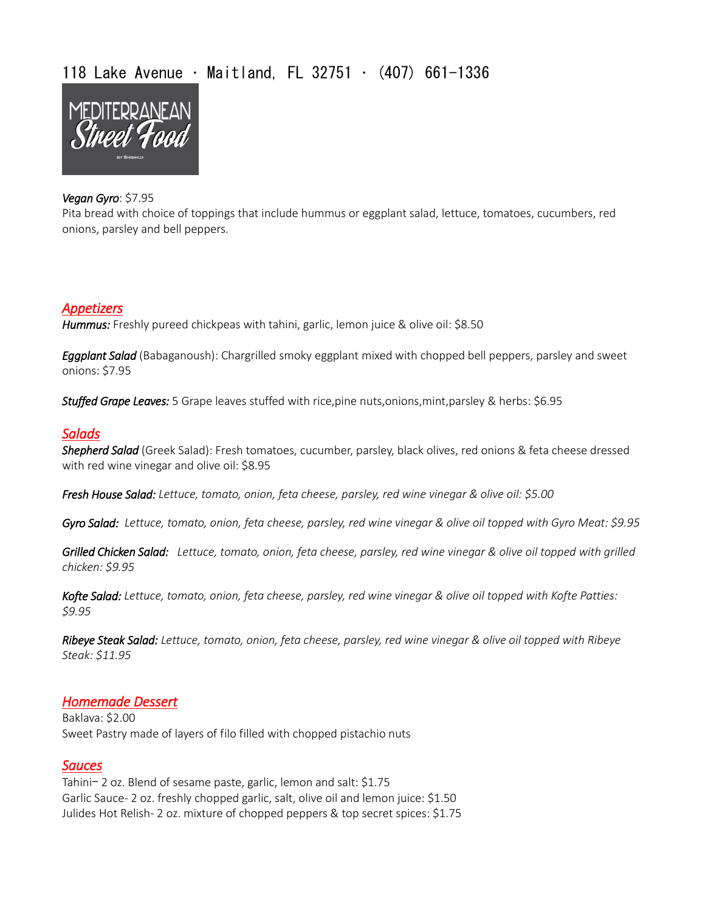118 Lake Avenue · Maitland, FL 32751 · (407) 661-1336

MEDITERRANEAN Street Food BY SHISHCO

*Vegan Gyro*: $7.95
Pita bread with choice of toppings that include hummus or eggplant salad, lettuce, tomatoes, cucumbers, red onions, parsley and bell peppers.

## *Appetizers*

***Hummus:*** Freshly pureed chickpeas with tahini, garlic, lemon juice & olive oil: $8.50

***Eggplant Salad*** (Babaganoush): Chargrilled smoky eggplant mixed with chopped bell peppers, parsley and sweet onions: $7.95

***Stuffed Grape Leaves:*** 5 Grape leaves stuffed with rice,pine nuts,onions,mint,parsley & herbs: $6.95

## *Salads*

***Shepherd Salad*** (Greek Salad): Fresh tomatoes, cucumber, parsley, black olives, red onions & feta cheese dressed with red wine vinegar and olive oil: $8.95

***Fresh House Salad:*** *Lettuce, tomato, onion, feta cheese, parsley, red wine vinegar & olive oil: $5.00*

***Gyro Salad:*** *Lettuce, tomato, onion, feta cheese, parsley, red wine vinegar & olive oil topped with Gyro Meat: $9.95*

***Grilled Chicken Salad:*** *Lettuce, tomato, onion, feta cheese, parsley, red wine vinegar & olive oil topped with grilled chicken: $9.95*

***Kofte Salad:*** *Lettuce, tomato, onion, feta cheese, parsley, red wine vinegar & olive oil topped with Kofte Patties: $9.95*

***Ribeye Steak Salad:*** *Lettuce, tomato, onion, feta cheese, parsley, red wine vinegar & olive oil topped with Ribeye Steak: $11.95*

## *Homemade Dessert*

Baklava: $2.00
Sweet Pastry made of layers of filo filled with chopped pistachio nuts

## *Sauces*

Tahini– 2 oz. Blend of sesame paste, garlic, lemon and salt: $1.75
Garlic Sauce- 2 oz. freshly chopped garlic, salt, olive oil and lemon juice: $1.50
Julides Hot Relish- 2 oz. mixture of chopped peppers & top secret spices: $1.75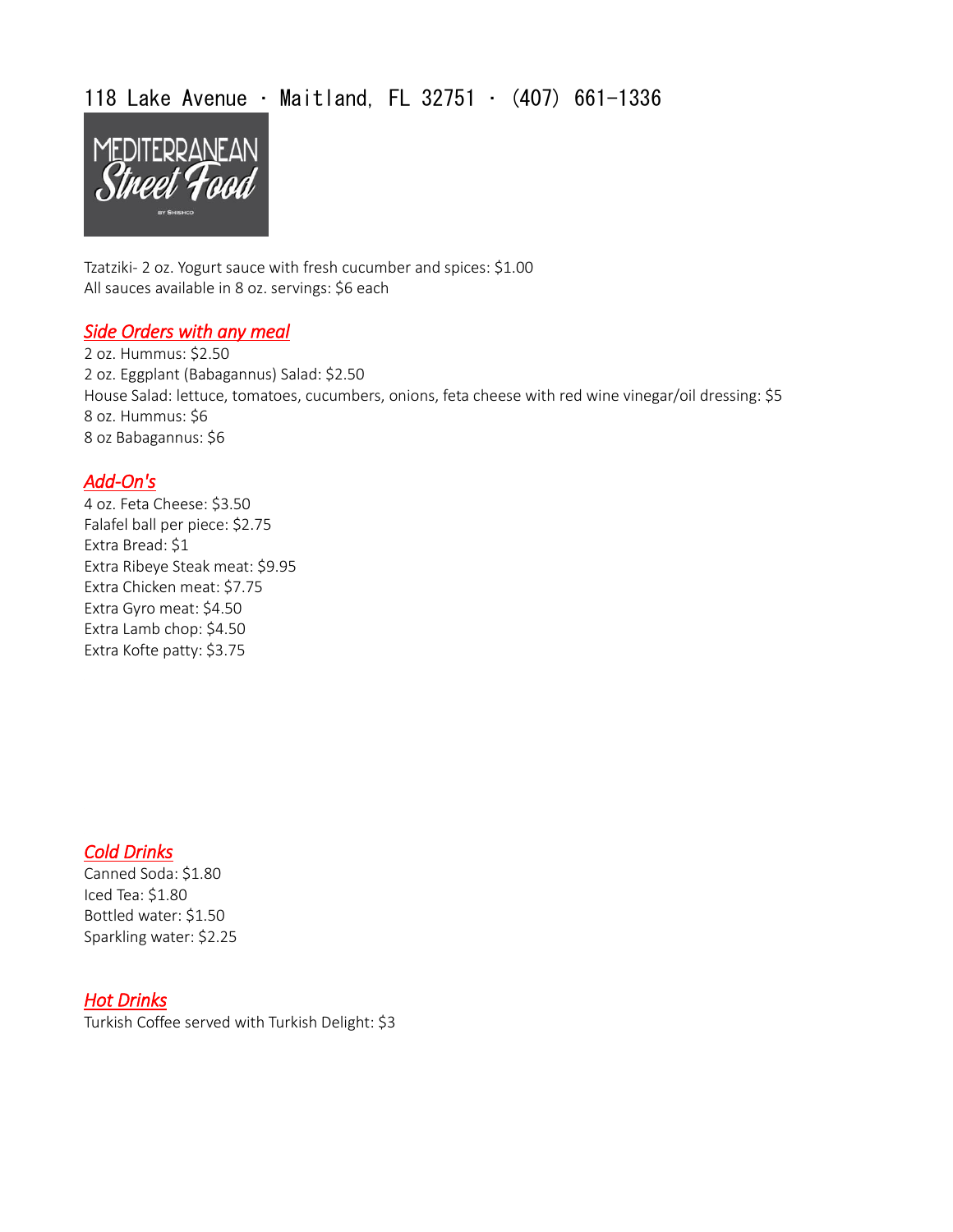118 Lake Avenue · Maitland, FL 32751 · (407) 661-1336

Tzatziki- 2 oz. Yogurt sauce with fresh cucumber and spices: $1.00
All sauces available in 8 oz. servings: $6 each

## *Side Orders with any meal*

2 oz. Hummus: $2.50
2 oz. Eggplant (Babagannus) Salad: $2.50
House Salad: lettuce, tomatoes, cucumbers, onions, feta cheese with red wine vinegar/oil dressing: $5
8 oz. Hummus: $6
8 oz Babagannus: $6

## *Add-On's*

4 oz. Feta Cheese: $3.50
Falafel ball per piece: $2.75
Extra Bread: $1
Extra Ribeye Steak meat: $9.95
Extra Chicken meat: $7.75
Extra Gyro meat: $4.50
Extra Lamb chop: $4.50
Extra Kofte patty: $3.75

## *Cold Drinks*

Canned Soda: $1.80
Iced Tea: $1.80
Bottled water: $1.50
Sparkling water: $2.25

## *Hot Drinks*

Turkish Coffee served with Turkish Delight: $3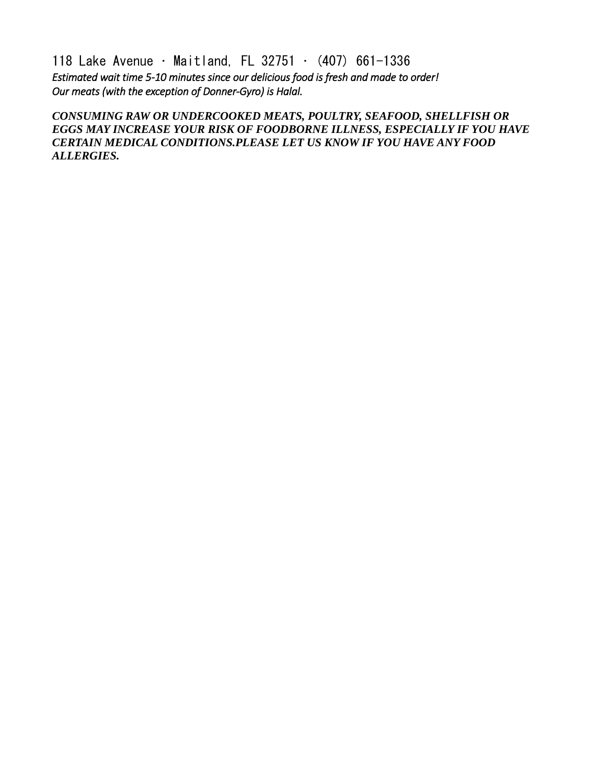118 Lake Avenue · Maitland, FL 32751 · (407) 661-1336

*Estimated wait time 5-10 minutes since our delicious food is fresh and made to order!*
*Our meats (with the exception of Donner-Gyro) is Halal.*

***CONSUMING RAW OR UNDERCOOKED MEATS, POULTRY, SEAFOOD, SHELLFISH OR EGGS MAY INCREASE YOUR RISK OF FOODBORNE ILLNESS, ESPECIALLY IF YOU HAVE CERTAIN MEDICAL CONDITIONS.PLEASE LET US KNOW IF YOU HAVE ANY FOOD ALLERGIES.***